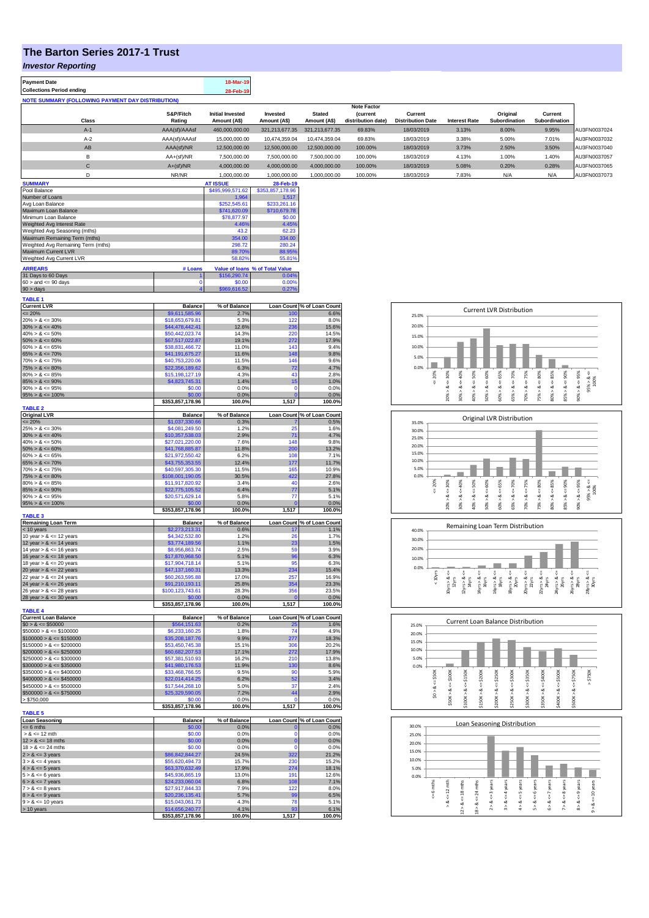# The Barton Series 2017-1 Trust

## *Investor Reporting*

| Payment Date | 18-Mar-19 |
|---|---|
| Collections Period ending | 28-Feb-19 |

**NOTE SUMMARY (FOLLOWING PAYMENT DAY DISTRIBUTION)**

| Class | S&P/Fitch Rating | Initial Invested Amount (A$) | Invested Amount (A$) | Stated Amount (A$) | Note Factor (current distribution date) | Current Distribution Date | Interest Rate | Original Subordination | Current Subordination | |
|---|---|---|---|---|---|---|---|---|---|---|
| A-1 | AAA(sf)/AAAsf | 460,000,000.00 | 321,213,677.35 | 321,213,677.35 | 69.83% | 18/03/2019 | 3.13% | 8.00% | 9.95% | AU3FN0037024 |
| A-2 | AAA(sf)/AAAsf | 15,000,000.00 | 10,474,359.04 | 10,474,359.04 | 69.83% | 18/03/2019 | 3.38% | 5.00% | 7.01% | AU3FN0037032 |
| AB | AAA(sf)/NR | 12,500,000.00 | 12,500,000.00 | 12,500,000.00 | 100.00% | 18/03/2019 | 3.73% | 2.50% | 3.50% | AU3FN0037040 |
| B | AA+(sf)/NR | 7,500,000.00 | 7,500,000.00 | 7,500,000.00 | 100.00% | 18/03/2019 | 4.13% | 1.00% | 1.40% | AU3FN0037057 |
| C | A+(sf)/NR | 4,000,000.00 | 4,000,000.00 | 4,000,000.00 | 100.00% | 18/03/2019 | 5.08% | 0.20% | 0.28% | AU3FN0037065 |
| D | NR/NR | 1,000,000.00 | 1,000,000.00 | 1,000,000.00 | 100.00% | 18/03/2019 | 7.83% | N/A | N/A | AU3FN0037073 |

| SUMMARY | AT ISSUE | 28-Feb-19 |
|---|---|---|
| Pool Balance | $495,999,571.62 | $353,857,178.96 |
| Number of Loans | 1,964 | 1,517 |
| Avg Loan Balance | $252,545.61 | $233,261.16 |
| Maximum Loan Balance | $741,620.09 | $710,679.78 |
| Minimum Loan Balance | $78,877.97 | $0.00 |
| Weighted Avg Interest Rate | 4.46% | 4.45% |
| Weighted Avg Seasoning (mths) | 43.2 | 62.23 |
| Maximum Remaining Term (mths) | 354.00 | 334.00 |
| Weighted Avg Remaining Term (mths) | 298.72 | 280.24 |
| Maximum Current LVR | 89.70% | 88.95% |
| Weighted Avg Current LVR | 58.82% | 55.81% |

| ARREARS | # Loans | Value of loans | % of Total Value |
|---|---|---|---|
| 31 Days to 60 Days | 1 | $156,290.74 | 0.04% |
| 60 > and <= 90 days | 0 | $0.00 | 0.00% |
| 90 > days | 4 | $969,616.52 | 0.27% |

**TABLE 1**

| Current LVR | Balance | % of Balance | Loan Count | % of Loan Count |
|---|---|---|---|---|
| <= 20% | $9,611,585.96 | 2.7% | 100 | 6.6% |
| 20% > & <= 30% | $18,653,679.81 | 5.3% | 122 | 8.0% |
| 30% > & <= 40% | $44,478,442.41 | 12.6% | 236 | 15.6% |
| 40% > & <= 50% | $50,442,023.74 | 14.3% | 220 | 14.5% |
| 50% > & <= 60% | $67,517,022.87 | 19.1% | 272 | 17.9% |
| 60% > & <= 65% | $38,831,466.72 | 11.0% | 143 | 9.4% |
| 65% > & <= 70% | $41,191,675.27 | 11.6% | 148 | 9.8% |
| 70% > & <= 75% | $40,753,220.06 | 11.5% | 146 | 9.6% |
| 75% > & <= 80% | $22,356,189.62 | 6.3% | 72 | 4.7% |
| 80% > & <= 85% | $15,198,127.19 | 4.3% | 43 | 2.8% |
| 85% > & <= 90% | $4,823,745.31 | 1.4% | 15 | 1.0% |
| 90% > & <= 95% | $0.00 | 0.0% | 0 | 0.0% |
| 95% > & <= 100% | $0.00 | 0.0% | 0 | 0.0% |
| | $353,857,178.96 | 100.0% | 1,517 | 100.0% |

**TABLE 2**

| Original LVR | Balance | % of Balance | Loan Count | % of Loan Count |
|---|---|---|---|---|
| <= 20% | $1,037,330.66 | 0.3% | 7 | 0.5% |
| 25% > & <= 30% | $4,081,249.50 | 1.2% | 25 | 1.6% |
| 30% > & <= 40% | $10,357,538.03 | 2.9% | 71 | 4.7% |
| 40% > & <= 50% | $27,021,220.00 | 7.6% | 148 | 9.8% |
| 50% > & <= 60% | $41,768,885.87 | 11.8% | 200 | 13.2% |
| 60% > & <= 65% | $21,972,550.42 | 6.2% | 108 | 7.1% |
| 65% > & <= 70% | $43,755,353.55 | 12.4% | 177 | 11.7% |
| 70% > & <= 75% | $40,597,305.30 | 11.5% | 165 | 10.9% |
| 75% > & <= 80% | $108,001,190.05 | 30.5% | 422 | 27.8% |
| 80% > & <= 85% | $11,917,820.92 | 3.4% | 40 | 2.6% |
| 85% > & <= 90% | $22,775,105.52 | 6.4% | 77 | 5.1% |
| 90% > & <= 95% | $20,571,629.14 | 5.8% | 77 | 5.1% |
| 95% > & <= 100% | $0.00 | 0.0% | 0 | 0.0% |
| | $353,857,178.96 | 100.0% | 1,517 | 100.0% |

**TABLE 3**

| Remaining Loan Term | Balance | % of Balance | Loan Count | % of Loan Count |
|---|---|---|---|---|
| < 10 years | $2,273,213.31 | 0.6% | 17 | 1.1% |
| 10 year > & <= 12 years | $4,342,532.80 | 1.2% | 26 | 1.7% |
| 12 year > & <= 14 years | $3,774,189.56 | 1.1% | 23 | 1.5% |
| 14 year > & <= 16 years | $8,956,863.74 | 2.5% | 59 | 3.9% |
| 16 year > & <= 18 years | $17,870,968.50 | 5.1% | 96 | 6.3% |
| 18 year > & <= 20 years | $17,904,718.14 | 5.1% | 95 | 6.3% |
| 20 year > & <= 22 years | $47,137,160.31 | 13.3% | 234 | 15.4% |
| 22 year > & <= 24 years | $60,263,595.88 | 17.0% | 257 | 16.9% |
| 24 year > & <= 26 years | $91,210,193.11 | 25.8% | 354 | 23.3% |
| 26 year > & <= 28 years | $100,123,743.61 | 28.3% | 356 | 23.5% |
| 28 year > & <= 30 years | $0.00 | 0.0% | 0 | 0.0% |
| | $353,857,178.96 | 100.0% | 1,517 | 100.0% |

**TABLE 4**

| Current Loan Balance | Balance | % of Balance | Loan Count | % of Loan Count |
|---|---|---|---|---|
| $0 > & <= $50000 | $564,151.63 | 0.2% | 25 | 1.6% |
| $50000 > & <= $100000 | $6,233,160.25 | 1.8% | 74 | 4.9% |
| $100000 > & <= $150000 | $35,208,187.76 | 9.9% | 277 | 18.3% |
| $150000 > & <= $200000 | $53,450,745.38 | 15.1% | 306 | 20.2% |
| $200000 > & <= $250000 | $60,682,207.53 | 17.1% | 272 | 17.9% |
| $250000 > & <= $300000 | $57,381,510.93 | 16.2% | 210 | 13.8% |
| $300000 > & <= $350000 | $41,980,176.53 | 11.9% | 130 | 8.6% |
| $350000 > & <= $400000 | $33,468,766.55 | 9.5% | 90 | 5.9% |
| $400000 > & <= $450000 | $22,014,414.25 | 6.2% | 52 | 3.4% |
| $450000 > & <= $500000 | $17,544,268.10 | 5.0% | 37 | 2.4% |
| $500000 > & <= $750000 | $25,329,590.05 | 7.2% | 44 | 2.9% |
| > $750,000 | $0.00 | 0.0% | 0 | 0.0% |
| | $353,857,178.96 | 100.0% | 1,517 | 100.0% |

**TABLE 5**

| Loan Seasoning | Balance | % of Balance | Loan Count | % of Loan Count |
|---|---|---|---|---|
| <= 6 mths | $0.00 | 0.0% | 0 | 0.0% |
| > & <= 12 mth | $0.00 | 0.0% | 0 | 0.0% |
| 12 > & <= 18 mths | $0.00 | 0.0% | 0 | 0.0% |
| 18 > & <= 24 mths | $0.00 | 0.0% | 0 | 0.0% |
| 2 > & <= 3 years | $86,842,844.27 | 24.5% | 322 | 21.2% |
| 3 > & <= 4 years | $55,620,494.73 | 15.7% | 230 | 15.2% |
| 4 > & <= 5 years | $63,370,632.49 | 17.9% | 274 | 18.1% |
| 5 > & <= 6 years | $45,936,865.19 | 13.0% | 191 | 12.6% |
| 6 > & <= 7 years | $24,233,060.04 | 6.8% | 108 | 7.1% |
| 7 > & <= 8 years | $27,917,844.33 | 7.9% | 122 | 8.0% |
| 8 > & <= 9 years | $20,236,135.41 | 5.7% | 99 | 6.5% |
| 9 > & <= 10 years | $15,043,061.73 | 4.3% | 78 | 5.1% |
| > 10 years | $14,656,240.77 | 4.1% | 93 | 6.1% |
| | $353,857,178.96 | 100.0% | 1,517 | 100.0% |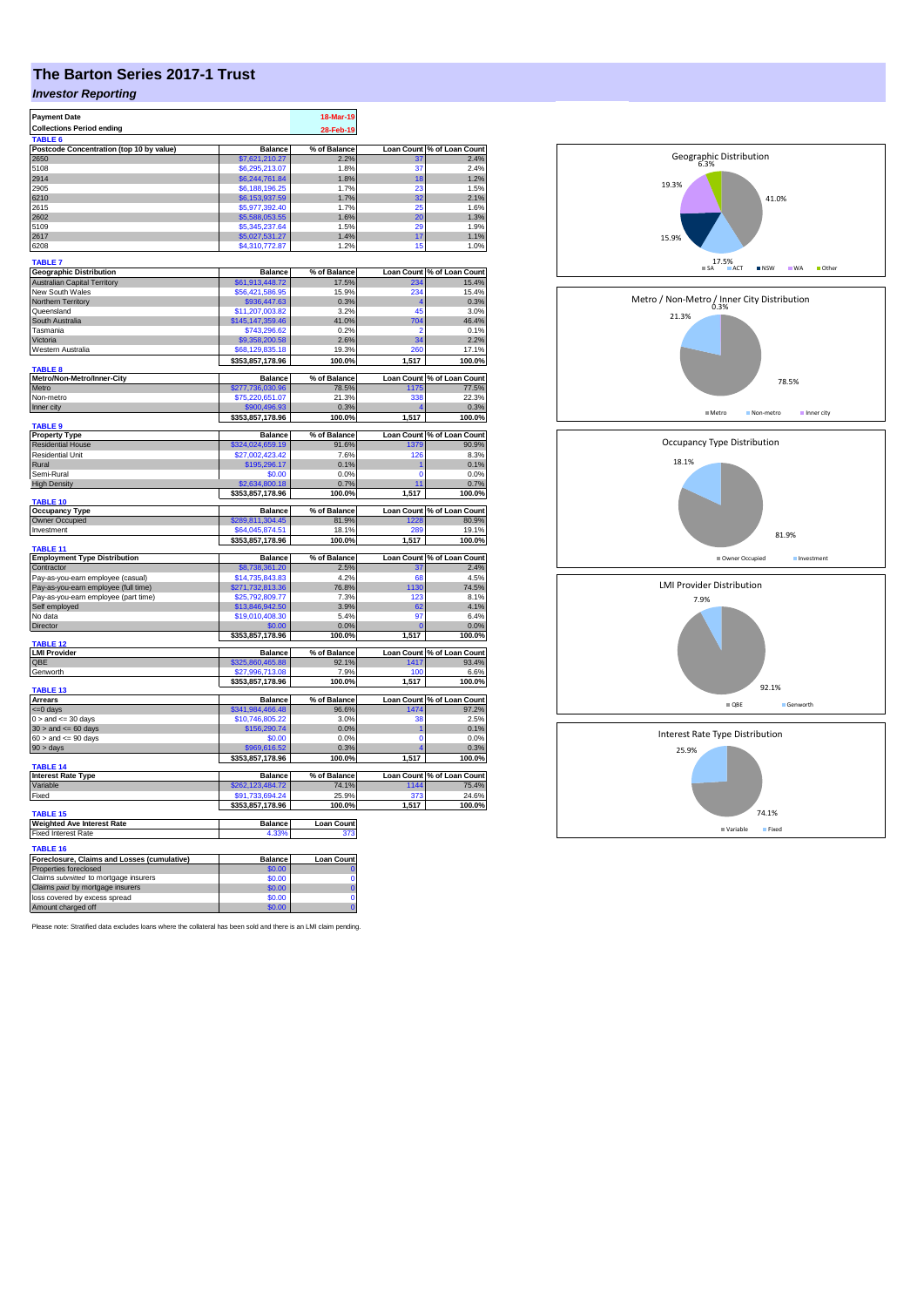# The Barton Series 2017-1 Trust

## *Investor Reporting*

| Payment Date | 18-Mar-19 |
|---|---|
| Collections Period ending | 28-Feb-19 |

**TABLE 6**

| Postcode Concentration (top 10 by value) | Balance | % of Balance | Loan Count | % of Loan Count |
|---|---|---|---|---|
| 2650 | $7,621,210.27 | 2.2% | 37 | 2.4% |
| 5108 | $6,295,213.07 | 1.8% | 37 | 2.4% |
| 2914 | $6,244,761.84 | 1.8% | 18 | 1.2% |
| 2905 | $6,188,196.25 | 1.7% | 23 | 1.5% |
| 6210 | $6,153,937.59 | 1.7% | 32 | 2.1% |
| 2615 | $5,977,392.40 | 1.7% | 25 | 1.6% |
| 2602 | $5,588,053.55 | 1.6% | 20 | 1.3% |
| 5109 | $5,345,237.64 | 1.5% | 29 | 1.9% |
| 2617 | $5,027,531.27 | 1.4% | 17 | 1.1% |
| 6208 | $4,310,772.87 | 1.2% | 15 | 1.0% |

**TABLE 7**

| Geographic Distribution | Balance | % of Balance | Loan Count | % of Loan Count |
|---|---|---|---|---|
| Australian Capital Territory | $61,913,448.72 | 17.5% | 234 | 15.4% |
| New South Wales | $56,421,586.95 | 15.9% | 234 | 15.4% |
| Northern Territory | $936,447.63 | 0.3% | 4 | 0.3% |
| Queensland | $11,207,003.82 | 3.2% | 45 | 3.0% |
| South Australia | $145,147,359.46 | 41.0% | 704 | 46.4% |
| Tasmania | $743,296.62 | 0.2% | 2 | 0.1% |
| Victoria | $9,358,200.58 | 2.6% | 34 | 2.2% |
| Western Australia | $68,129,835.18 | 19.3% | 260 | 17.1% |
| | $353,857,178.96 | 100.0% | 1,517 | 100.0% |

**TABLE 8**

| Metro/Non-Metro/Inner-City | Balance | % of Balance | Loan Count | % of Loan Count |
|---|---|---|---|---|
| Metro | $277,736,030.96 | 78.5% | 1175 | 77.5% |
| Non-metro | $75,220,651.07 | 21.3% | 338 | 22.3% |
| Inner city | $900,496.93 | 0.3% | 4 | 0.3% |
| | $353,857,178.96 | 100.0% | 1,517 | 100.0% |

**TABLE 9**

| Property Type | Balance | % of Balance | Loan Count | % of Loan Count |
|---|---|---|---|---|
| Residential House | $324,024,659.19 | 91.6% | 1379 | 90.9% |
| Residential Unit | $27,002,423.42 | 7.6% | 126 | 8.3% |
| Rural | $195,296.17 | 0.1% | 1 | 0.1% |
| Semi-Rural | $0.00 | 0.0% | 0 | 0.0% |
| High Density | $2,634,800.18 | 0.7% | 11 | 0.7% |
| | $353,857,178.96 | 100.0% | 1,517 | 100.0% |

**TABLE 10**

| Occupancy Type | Balance | % of Balance | Loan Count | % of Loan Count |
|---|---|---|---|---|
| Owner Occupied | $289,811,304.45 | 81.9% | 1228 | 80.9% |
| Investment | $64,045,874.51 | 18.1% | 289 | 19.1% |
| | $353,857,178.96 | 100.0% | 1,517 | 100.0% |

**TABLE 11**

| Employment Type Distribution | Balance | % of Balance | Loan Count | % of Loan Count |
|---|---|---|---|---|
| Contractor | $8,738,361.20 | 2.5% | 37 | 2.4% |
| Pay-as-you-earn employee (casual) | $14,735,843.83 | 4.2% | 68 | 4.5% |
| Pay-as-you-earn employee (full time) | $271,732,813.36 | 76.8% | 1130 | 74.5% |
| Pay-as-you-earn employee (part time) | $25,792,809.77 | 7.3% | 123 | 8.1% |
| Self employed | $13,846,942.50 | 3.9% | 62 | 4.1% |
| No data | $19,010,408.30 | 5.4% | 97 | 6.4% |
| Director | $0.00 | 0.0% | 0 | 0.0% |
| | $353,857,178.96 | 100.0% | 1,517 | 100.0% |

**TABLE 12**

| LMI Provider | Balance | % of Balance | Loan Count | % of Loan Count |
|---|---|---|---|---|
| QBE | $325,860,465.88 | 92.1% | 1417 | 93.4% |
| Genworth | $27,996,713.08 | 7.9% | 100 | 6.6% |
| | $353,857,178.96 | 100.0% | 1,517 | 100.0% |

**TABLE 13**

| Arrears | Balance | % of Balance | Loan Count | % of Loan Count |
|---|---|---|---|---|
| <=0 days | $341,984,466.48 | 96.6% | 1474 | 97.2% |
| 0 > and <= 30 days | $10,746,805.22 | 3.0% | 38 | 2.5% |
| 30 > and <= 60 days | $156,290.74 | 0.0% | 1 | 0.1% |
| 60 > and <= 90 days | $0.00 | 0.0% | 0 | 0.0% |
| 90 > days | $969,616.52 | 0.3% | 4 | 0.3% |
| | $353,857,178.96 | 100.0% | 1,517 | 100.0% |

**TABLE 14**

| Interest Rate Type | Balance | % of Balance | Loan Count | % of Loan Count |
|---|---|---|---|---|
| Variable | $262,123,484.72 | 74.1% | 1144 | 75.4% |
| Fixed | $91,733,694.24 | 25.9% | 373 | 24.6% |
| | $353,857,178.96 | 100.0% | 1,517 | 100.0% |

**TABLE 15**

| Weighted Ave Interest Rate | Balance | Loan Count |
|---|---|---|
| Fixed Interest Rate | 4.33% | 373 |

**TABLE 16**

| Foreclosure, Claims and Losses (cumulative) | Balance | Loan Count |
|---|---|---|
| Properties foreclosed | $0.00 | 0 |
| Claims *submitted* to mortgage insurers | $0.00 | 0 |
| Claims *paid* by mortgage insurers | $0.00 | 0 |
| loss covered by excess spread | $0.00 | 0 |
| Amount charged off | $0.00 | 0 |

Please note: Stratified data excludes loans where the collateral has been sold and there is an LMI claim pending.

**Geographic Distribution**: SA 41.0%, ACT 17.5%, NSW 15.9%, WA 19.3%, Other 6.3%

**Metro / Non-Metro / Inner City Distribution**: Metro 78.5%, Non-metro 21.3%, Inner city 0.3%

**Occupancy Type Distribution**: Owner Occupied 81.9%, Investment 18.1%

**LMI Provider Distribution**: QBE 92.1%, Genworth 7.9%

**Interest Rate Type Distribution**: Variable 74.1%, Fixed 25.9%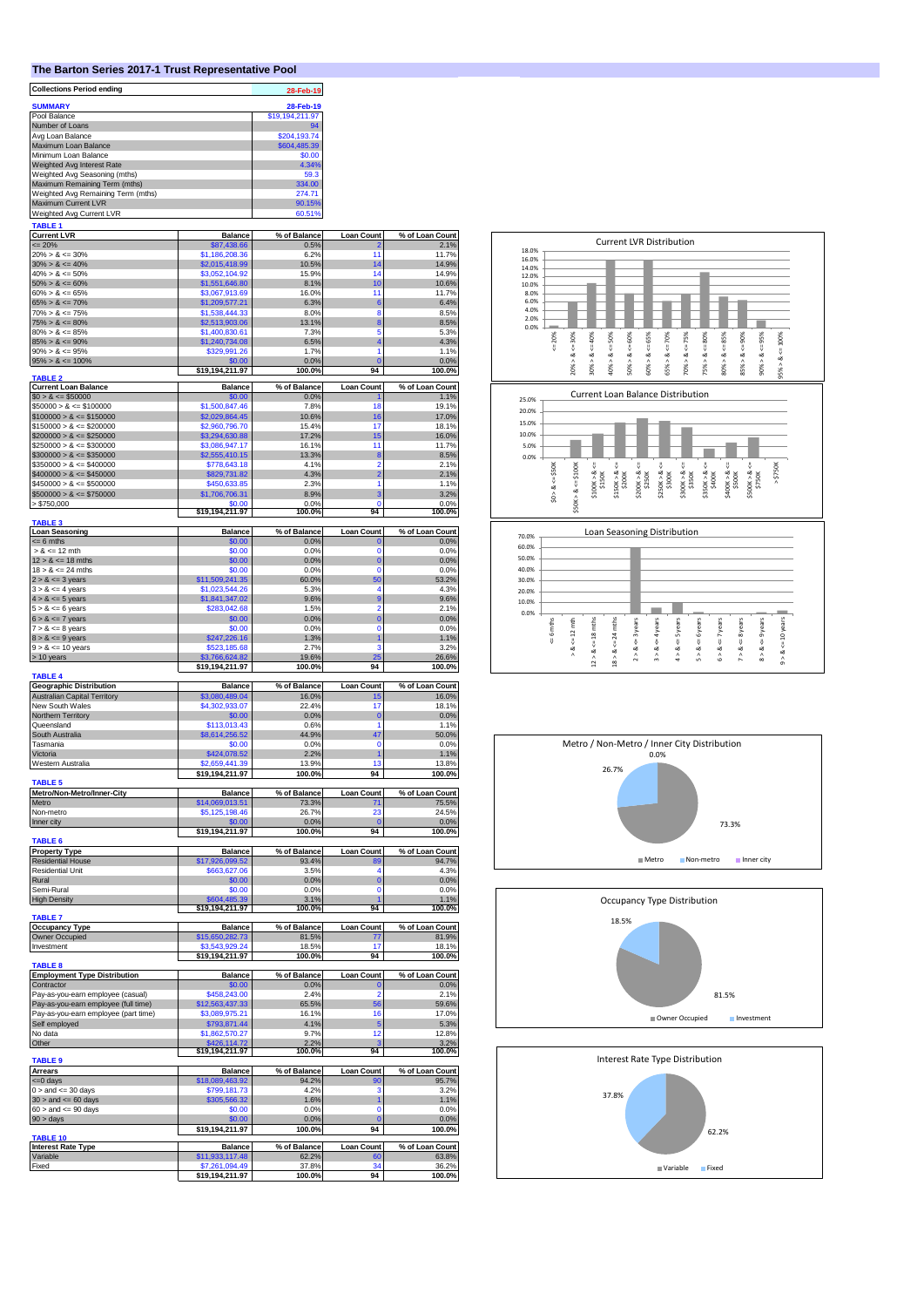# The Barton Series 2017-1 Trust Representative Pool

| Collections Period ending | 28-Feb-19 |
|---|---|

| SUMMARY | 28-Feb-19 |
|---|---|
| Pool Balance | $19,194,211.97 |
| Number of Loans | 94 |
| Avg Loan Balance | $204,193.74 |
| Maximum Loan Balance | $604,485.39 |
| Minimum Loan Balance | $0.00 |
| Weighted Avg Interest Rate | 4.34% |
| Weighted Avg Seasoning (mths) | 59.3 |
| Maximum Remaining Term (mths) | 334.00 |
| Weighted Avg Remaining Term (mths) | 274.71 |
| Maximum Current LVR | 90.15% |
| Weighted Avg Current LVR | 60.51% |

**TABLE 1**

| Current LVR | Balance | % of Balance | Loan Count | % of Loan Count |
|---|---|---|---|---|
| <= 20% | $87,438.66 | 0.5% | 2 | 2.1% |
| 20% > & <= 30% | $1,186,208.36 | 6.2% | 11 | 11.7% |
| 30% > & <= 40% | $2,015,418.99 | 10.5% | 14 | 14.9% |
| 40% > & <= 50% | $3,052,104.92 | 15.9% | 14 | 14.9% |
| 50% > & <= 60% | $1,551,646.80 | 8.1% | 10 | 10.6% |
| 60% > & <= 65% | $3,067,913.69 | 16.0% | 11 | 11.7% |
| 65% > & <= 70% | $1,209,577.21 | 6.3% | 6 | 6.4% |
| 70% > & <= 75% | $1,538,444.33 | 8.0% | 8 | 8.5% |
| 75% > & <= 80% | $2,513,903.06 | 13.1% | 8 | 8.5% |
| 80% > & <= 85% | $1,400,830.61 | 7.3% | 5 | 5.3% |
| 85% > & <= 90% | $1,240,734.08 | 6.5% | 4 | 4.3% |
| 90% > & <= 95% | $329,991.26 | 1.7% | 1 | 1.1% |
| 95% > & <= 100% | $0.00 | 0.0% | 0 | 0.0% |
| | $19,194,211.97 | 100.0% | 94 | 100.0% |

**TABLE 2**

| Current Loan Balance | Balance | % of Balance | Loan Count | % of Loan Count |
|---|---|---|---|---|
| $0 > & <= $50000 | $0.00 | 0.0% | 1 | 1.1% |
| $50000 > & <= $100000 | $1,500,847.46 | 7.8% | 18 | 19.1% |
| $100000 > & <= $150000 | $2,029,864.45 | 10.6% | 16 | 17.0% |
| $150000 > & <= $200000 | $2,960,796.70 | 15.4% | 17 | 18.1% |
| $200000 > & <= $250000 | $3,294,630.88 | 17.2% | 15 | 16.0% |
| $250000 > & <= $300000 | $3,086,947.17 | 16.1% | 11 | 11.7% |
| $300000 > & <= $350000 | $2,555,410.15 | 13.3% | 8 | 8.5% |
| $350000 > & <= $400000 | $778,643.18 | 4.1% | 2 | 2.1% |
| $400000 > & <= $450000 | $829,731.82 | 4.3% | 2 | 2.1% |
| $450000 > & <= $500000 | $450,633.85 | 2.3% | 1 | 1.1% |
| $500000 > & <= $750000 | $1,706,706.31 | 8.9% | 3 | 3.2% |
| > $750,000 | $0.00 | 0.0% | 0 | 0.0% |
| | $19,194,211.97 | 100.0% | 94 | 100.0% |

**TABLE 3**

| Loan Seasoning | Balance | % of Balance | Loan Count | % of Loan Count |
|---|---|---|---|---|
| <= 6 mths | $0.00 | 0.0% | 0 | 0.0% |
| > & <= 12 mth | $0.00 | 0.0% | 0 | 0.0% |
| 12 > & <= 18 mths | $0.00 | 0.0% | 0 | 0.0% |
| 18 > & <= 24 mths | $0.00 | 0.0% | 0 | 0.0% |
| 2 > & <= 3 years | $11,509,241.35 | 60.0% | 50 | 53.2% |
| 3 > & <= 4 years | $1,023,544.26 | 5.3% | 4 | 4.3% |
| 4 > & <= 5 years | $1,841,347.02 | 9.6% | 9 | 9.6% |
| 5 > & <= 6 years | $283,042.68 | 1.5% | 2 | 2.1% |
| 6 > & <= 7 years | $0.00 | 0.0% | 0 | 0.0% |
| 7 > & <= 8 years | $0.00 | 0.0% | 0 | 0.0% |
| 8 > & <= 9 years | $247,226.16 | 1.3% | 1 | 1.1% |
| 9 > & <= 10 years | $523,185.68 | 2.7% | 3 | 3.2% |
| > 10 years | $3,766,624.82 | 19.6% | 25 | 26.6% |
| | $19,194,211.97 | 100.0% | 94 | 100.0% |

**TABLE 4**

| Geographic Distribution | Balance | % of Balance | Loan Count | % of Loan Count |
|---|---|---|---|---|
| Australian Capital Territory | $3,080,489.04 | 16.0% | 15 | 16.0% |
| New South Wales | $4,302,933.07 | 22.4% | 17 | 18.1% |
| Northern Territory | $0.00 | 0.0% | 0 | 0.0% |
| Queensland | $113,013.43 | 0.6% | 1 | 1.1% |
| South Australia | $8,614,256.52 | 44.9% | 47 | 50.0% |
| Tasmania | $0.00 | 0.0% | 0 | 0.0% |
| Victoria | $424,078.52 | 2.2% | 1 | 1.1% |
| Western Australia | $2,659,441.39 | 13.9% | 13 | 13.8% |
| | $19,194,211.97 | 100.0% | 94 | 100.0% |

**TABLE 5**

| Metro/Non-Metro/Inner-City | Balance | % of Balance | Loan Count | % of Loan Count |
|---|---|---|---|---|
| Metro | $14,069,013.51 | 73.3% | 71 | 75.5% |
| Non-metro | $5,125,198.46 | 26.7% | 23 | 24.5% |
| Inner city | $0.00 | 0.0% | 0 | 0.0% |
| | $19,194,211.97 | 100.0% | 94 | 100.0% |

**TABLE 6**

| Property Type | Balance | % of Balance | Loan Count | % of Loan Count |
|---|---|---|---|---|
| Residential House | $17,926,099.52 | 93.4% | 89 | 94.7% |
| Residential Unit | $663,627.06 | 3.5% | 4 | 4.3% |
| Rural | $0.00 | 0.0% | 0 | 0.0% |
| Semi-Rural | $0.00 | 0.0% | 0 | 0.0% |
| High Density | $604,485.39 | 3.1% | 1 | 1.1% |
| | $19,194,211.97 | 100.0% | 94 | 100.0% |

**TABLE 7**

| Occupancy Type | Balance | % of Balance | Loan Count | % of Loan Count |
|---|---|---|---|---|
| Owner Occupied | $15,650,282.73 | 81.5% | 77 | 81.9% |
| Investment | $3,543,929.24 | 18.5% | 17 | 18.1% |
| | $19,194,211.97 | 100.0% | 94 | 100.0% |

**TABLE 8**

| Employment Type Distribution | Balance | % of Balance | Loan Count | % of Loan Count |
|---|---|---|---|---|
| Contractor | $0.00 | 0.0% | 0 | 0.0% |
| Pay-as-you-earn employee (casual) | $458,243.00 | 2.4% | 2 | 2.1% |
| Pay-as-you-earn employee (full time) | $12,563,437.33 | 65.5% | 56 | 59.6% |
| Pay-as-you-earn employee (part time) | $3,089,975.21 | 16.1% | 16 | 17.0% |
| Self employed | $793,871.44 | 4.1% | 5 | 5.3% |
| No data | $1,862,570.27 | 9.7% | 12 | 12.8% |
| Other | $426,114.72 | 2.2% | 3 | 3.2% |
| | $19,194,211.97 | 100.0% | 94 | 100.0% |

**TABLE 9**

| Arrears | Balance | % of Balance | Loan Count | % of Loan Count |
|---|---|---|---|---|
| <=0 days | $18,089,463.92 | 94.2% | 90 | 95.7% |
| 0 > and <= 30 days | $799,181.73 | 4.2% | 3 | 3.2% |
| 30 > and <= 60 days | $305,566.32 | 1.6% | 1 | 1.1% |
| 60 > and <= 90 days | $0.00 | 0.0% | 0 | 0.0% |
| 90 > days | $0.00 | 0.0% | 0 | 0.0% |
| | $19,194,211.97 | 100.0% | 94 | 100.0% |

**TABLE 10**

| Interest Rate Type | Balance | % of Balance | Loan Count | % of Loan Count |
|---|---|---|---|---|
| Variable | $11,933,117.48 | 62.2% | 60 | 63.8% |
| Fixed | $7,261,094.49 | 37.8% | 34 | 36.2% |
| | $19,194,211.97 | 100.0% | 94 | 100.0% |

Current LVR Distribution

18.0%
16.0%
14.0%
12.0%
10.0%
8.0%
6.0%
4.0%
2.0%
0.0%

<= 20%, 20% > & <= 30%, 30% > & <= 40%, 40% > & <= 50%, 50% > & <= 60%, 60% > & <= 65%, 65% > & <= 70%, 70% > & <= 75%, 75% > & <= 80%, 80% > & <= 85%, 85% > & <= 90%, 90% > & <= 95%, 95% > & <= 100%

Current Loan Balance Distribution

25.0%
20.0%
15.0%
10.0%
5.0%
0.0%

$0 > & <= $50K, $50K > & <= $100K, $100K > & <= $150K, $150K > & <= $200K, $200K > & <= $250K, $250K > & <= $300K, $300K > & <= $350K, $350K > & <= $400K, $400K > & <= $500K, $500K > & <= $750K, > $750K

Loan Seasoning Distribution

70.0%
60.0%
50.0%
40.0%
30.0%
20.0%
10.0%
0.0%

<= 6 mths, > & <= 12 mth, 12 > & <= 18 mths, 18 > & <= 24 mths, 2 > & <= 3 years, 3 > & <= 4 years, 4 > & <= 5 years, 5 > & <= 6 years, 6 > & <= 7 years, 7 > & <= 8 years, 8 > & <= 9 years, 9 > & <= 10 years

Metro / Non-Metro / Inner City Distribution

0.0%
26.7%
73.3%

Metro, Non-metro, Inner city

Occupancy Type Distribution

18.5%
81.5%

Owner Occupied, Investment

Interest Rate Type Distribution

37.8%
62.2%

Variable, Fixed